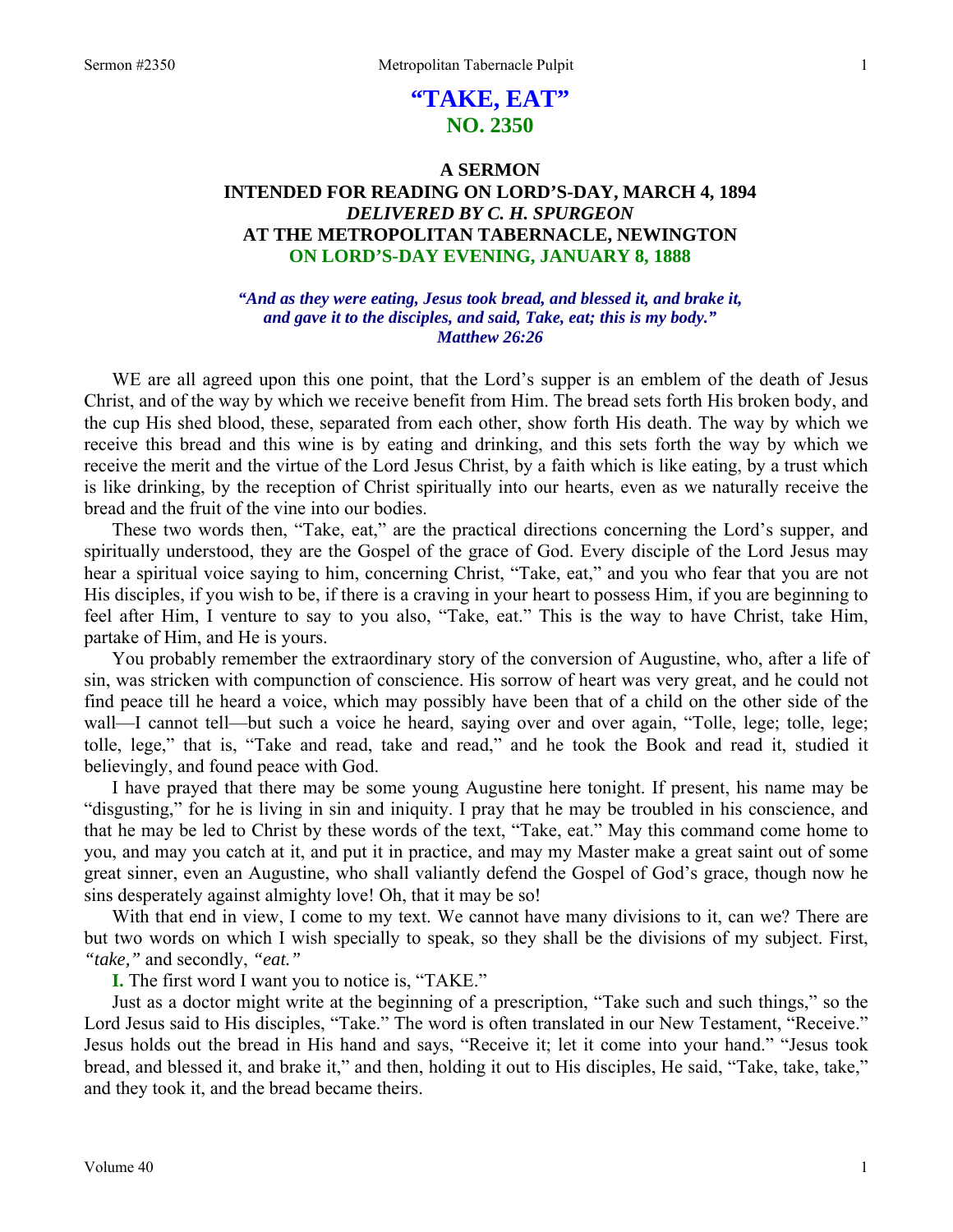# "TAKE, EAT"
## NO. 2350

### A SERMON
### INTENDED FOR READING ON LORD'S-DAY, MARCH 4, 1894
### *DELIVERED BY C. H. SPURGEON*
### AT THE METROPOLITAN TABERNACLE, NEWINGTON
### ON LORD'S-DAY EVENING, JANUARY 8, 1888

***"And as they were eating, Jesus took bread, and blessed it, and brake it, and gave it to the disciples, and said, Take, eat; this is my body." Matthew 26:26***

WE are all agreed upon this one point, that the Lord's supper is an emblem of the death of Jesus Christ, and of the way by which we receive benefit from Him. The bread sets forth His broken body, and the cup His shed blood, these, separated from each other, show forth His death. The way by which we receive this bread and this wine is by eating and drinking, and this sets forth the way by which we receive the merit and the virtue of the Lord Jesus Christ, by a faith which is like eating, by a trust which is like drinking, by the reception of Christ spiritually into our hearts, even as we naturally receive the bread and the fruit of the vine into our bodies.

These two words then, "Take, eat," are the practical directions concerning the Lord's supper, and spiritually understood, they are the Gospel of the grace of God. Every disciple of the Lord Jesus may hear a spiritual voice saying to him, concerning Christ, "Take, eat," and you who fear that you are not His disciples, if you wish to be, if there is a craving in your heart to possess Him, if you are beginning to feel after Him, I venture to say to you also, "Take, eat." This is the way to have Christ, take Him, partake of Him, and He is yours.

You probably remember the extraordinary story of the conversion of Augustine, who, after a life of sin, was stricken with compunction of conscience. His sorrow of heart was very great, and he could not find peace till he heard a voice, which may possibly have been that of a child on the other side of the wall—I cannot tell—but such a voice he heard, saying over and over again, "Tolle, lege; tolle, lege; tolle, lege," that is, "Take and read, take and read," and he took the Book and read it, studied it believingly, and found peace with God.

I have prayed that there may be some young Augustine here tonight. If present, his name may be "disgusting," for he is living in sin and iniquity. I pray that he may be troubled in his conscience, and that he may be led to Christ by these words of the text, "Take, eat." May this command come home to you, and may you catch at it, and put it in practice, and may my Master make a great saint out of some great sinner, even an Augustine, who shall valiantly defend the Gospel of God's grace, though now he sins desperately against almighty love! Oh, that it may be so!

With that end in view, I come to my text. We cannot have many divisions to it, can we? There are but two words on which I wish specially to speak, so they shall be the divisions of my subject. First, *"take,"* and secondly, *"eat."*

**I.** The first word I want you to notice is, "TAKE."

Just as a doctor might write at the beginning of a prescription, "Take such and such things," so the Lord Jesus said to His disciples, "Take." The word is often translated in our New Testament, "Receive." Jesus holds out the bread in His hand and says, "Receive it; let it come into your hand." "Jesus took bread, and blessed it, and brake it," and then, holding it out to His disciples, He said, "Take, take, take," and they took it, and the bread became theirs.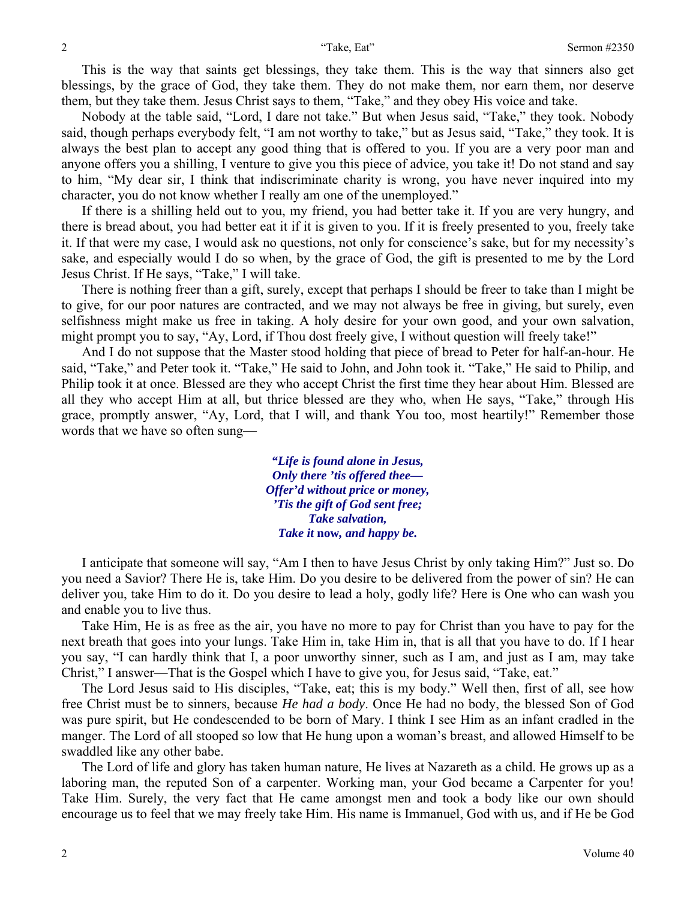This is the way that saints get blessings, they take them. This is the way that sinners also get blessings, by the grace of God, they take them. They do not make them, nor earn them, nor deserve them, but they take them. Jesus Christ says to them, "Take," and they obey His voice and take.

Nobody at the table said, "Lord, I dare not take." But when Jesus said, "Take," they took. Nobody said, though perhaps everybody felt, "I am not worthy to take," but as Jesus said, "Take," they took. It is always the best plan to accept any good thing that is offered to you. If you are a very poor man and anyone offers you a shilling, I venture to give you this piece of advice, you take it! Do not stand and say to him, "My dear sir, I think that indiscriminate charity is wrong, you have never inquired into my character, you do not know whether I really am one of the unemployed."

If there is a shilling held out to you, my friend, you had better take it. If you are very hungry, and there is bread about, you had better eat it if it is given to you. If it is freely presented to you, freely take it. If that were my case, I would ask no questions, not only for conscience's sake, but for my necessity's sake, and especially would I do so when, by the grace of God, the gift is presented to me by the Lord Jesus Christ. If He says, "Take," I will take.

There is nothing freer than a gift, surely, except that perhaps I should be freer to take than I might be to give, for our poor natures are contracted, and we may not always be free in giving, but surely, even selfishness might make us free in taking. A holy desire for your own good, and your own salvation, might prompt you to say, "Ay, Lord, if Thou dost freely give, I without question will freely take!"

And I do not suppose that the Master stood holding that piece of bread to Peter for half-an-hour. He said, "Take," and Peter took it. "Take," He said to John, and John took it. "Take," He said to Philip, and Philip took it at once. Blessed are they who accept Christ the first time they hear about Him. Blessed are all they who accept Him at all, but thrice blessed are they who, when He says, "Take," through His grace, promptly answer, "Ay, Lord, that I will, and thank You too, most heartily!" Remember those words that we have so often sung—

> ***"Life is found alone in Jesus,***
> ***Only there 'tis offered thee—***
> ***Offer'd without price or money,***
> ***'Tis the gift of God sent free;***
> ***Take salvation,***
> ***Take it* now, *and happy be.***

I anticipate that someone will say, "Am I then to have Jesus Christ by only taking Him?" Just so. Do you need a Savior? There He is, take Him. Do you desire to be delivered from the power of sin? He can deliver you, take Him to do it. Do you desire to lead a holy, godly life? Here is One who can wash you and enable you to live thus.

Take Him, He is as free as the air, you have no more to pay for Christ than you have to pay for the next breath that goes into your lungs. Take Him in, take Him in, that is all that you have to do. If I hear you say, "I can hardly think that I, a poor unworthy sinner, such as I am, and just as I am, may take Christ," I answer—That is the Gospel which I have to give you, for Jesus said, "Take, eat."

The Lord Jesus said to His disciples, "Take, eat; this is my body." Well then, first of all, see how free Christ must be to sinners, because *He had a body*. Once He had no body, the blessed Son of God was pure spirit, but He condescended to be born of Mary. I think I see Him as an infant cradled in the manger. The Lord of all stooped so low that He hung upon a woman's breast, and allowed Himself to be swaddled like any other babe.

The Lord of life and glory has taken human nature, He lives at Nazareth as a child. He grows up as a laboring man, the reputed Son of a carpenter. Working man, your God became a Carpenter for you! Take Him. Surely, the very fact that He came amongst men and took a body like our own should encourage us to feel that we may freely take Him. His name is Immanuel, God with us, and if He be God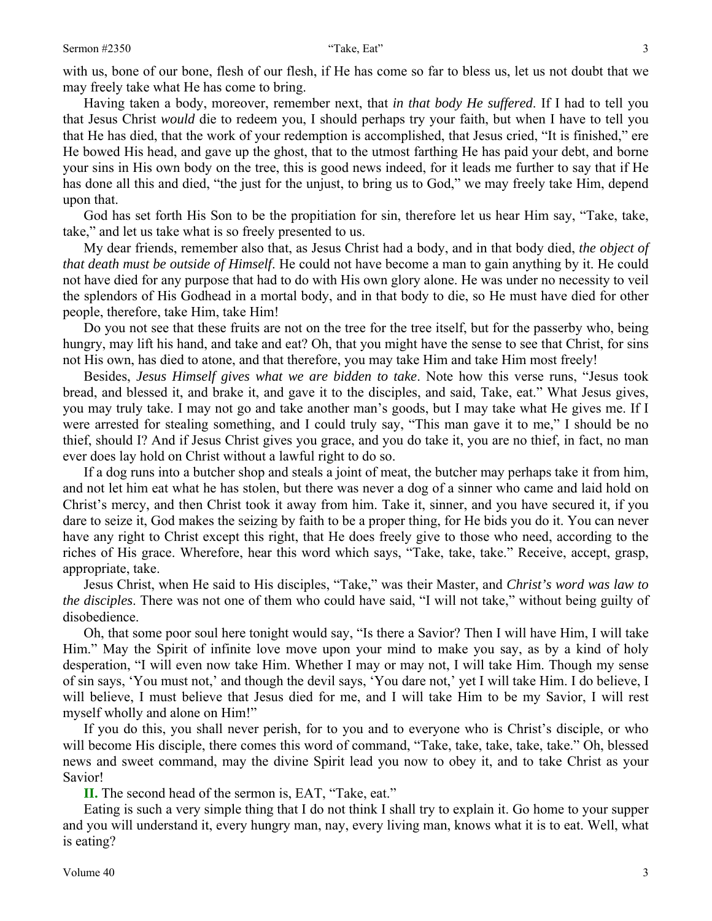with us, bone of our bone, flesh of our flesh, if He has come so far to bless us, let us not doubt that we may freely take what He has come to bring.

Having taken a body, moreover, remember next, that *in that body He suffered*. If I had to tell you that Jesus Christ *would* die to redeem you, I should perhaps try your faith, but when I have to tell you that He has died, that the work of your redemption is accomplished, that Jesus cried, "It is finished," ere He bowed His head, and gave up the ghost, that to the utmost farthing He has paid your debt, and borne your sins in His own body on the tree, this is good news indeed, for it leads me further to say that if He has done all this and died, "the just for the unjust, to bring us to God," we may freely take Him, depend upon that.

God has set forth His Son to be the propitiation for sin, therefore let us hear Him say, "Take, take, take," and let us take what is so freely presented to us.

My dear friends, remember also that, as Jesus Christ had a body, and in that body died, *the object of that death must be outside of Himself*. He could not have become a man to gain anything by it. He could not have died for any purpose that had to do with His own glory alone. He was under no necessity to veil the splendors of His Godhead in a mortal body, and in that body to die, so He must have died for other people, therefore, take Him, take Him!

Do you not see that these fruits are not on the tree for the tree itself, but for the passerby who, being hungry, may lift his hand, and take and eat? Oh, that you might have the sense to see that Christ, for sins not His own, has died to atone, and that therefore, you may take Him and take Him most freely!

Besides, *Jesus Himself gives what we are bidden to take*. Note how this verse runs, "Jesus took bread, and blessed it, and brake it, and gave it to the disciples, and said, Take, eat." What Jesus gives, you may truly take. I may not go and take another man's goods, but I may take what He gives me. If I were arrested for stealing something, and I could truly say, "This man gave it to me," I should be no thief, should I? And if Jesus Christ gives you grace, and you do take it, you are no thief, in fact, no man ever does lay hold on Christ without a lawful right to do so.

If a dog runs into a butcher shop and steals a joint of meat, the butcher may perhaps take it from him, and not let him eat what he has stolen, but there was never a dog of a sinner who came and laid hold on Christ's mercy, and then Christ took it away from him. Take it, sinner, and you have secured it, if you dare to seize it, God makes the seizing by faith to be a proper thing, for He bids you do it. You can never have any right to Christ except this right, that He does freely give to those who need, according to the riches of His grace. Wherefore, hear this word which says, "Take, take, take." Receive, accept, grasp, appropriate, take.

Jesus Christ, when He said to His disciples, "Take," was their Master, and *Christ's word was law to the disciples*. There was not one of them who could have said, "I will not take," without being guilty of disobedience.

Oh, that some poor soul here tonight would say, "Is there a Savior? Then I will have Him, I will take Him." May the Spirit of infinite love move upon your mind to make you say, as by a kind of holy desperation, "I will even now take Him. Whether I may or may not, I will take Him. Though my sense of sin says, 'You must not,' and though the devil says, 'You dare not,' yet I will take Him. I do believe, I will believe, I must believe that Jesus died for me, and I will take Him to be my Savior, I will rest myself wholly and alone on Him!"

If you do this, you shall never perish, for to you and to everyone who is Christ's disciple, or who will become His disciple, there comes this word of command, "Take, take, take, take, take." Oh, blessed news and sweet command, may the divine Spirit lead you now to obey it, and to take Christ as your Savior!

**II.** The second head of the sermon is, EAT, "Take, eat."

Eating is such a very simple thing that I do not think I shall try to explain it. Go home to your supper and you will understand it, every hungry man, nay, every living man, knows what it is to eat. Well, what is eating?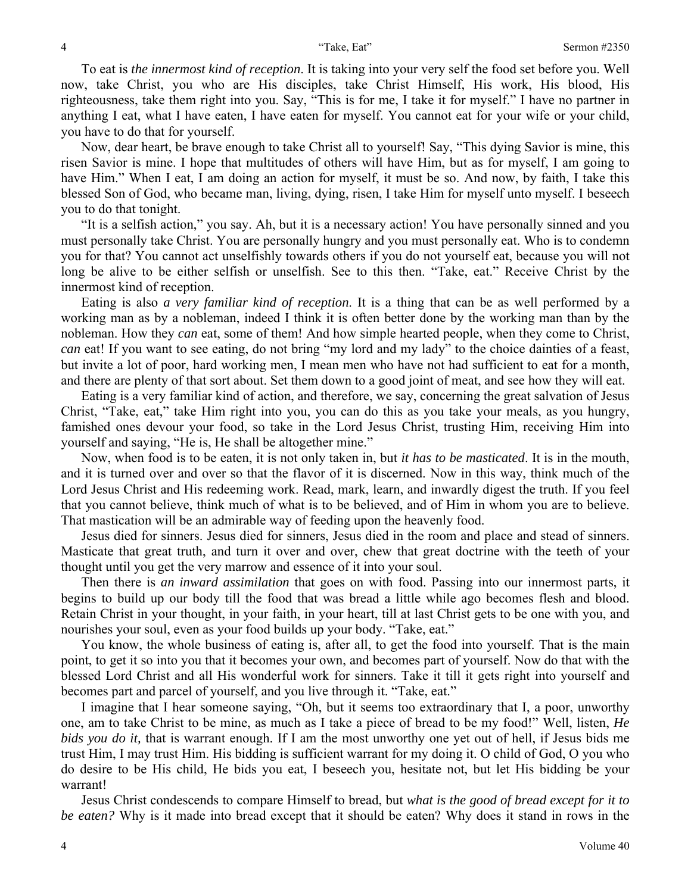To eat is *the innermost kind of reception*. It is taking into your very self the food set before you. Well now, take Christ, you who are His disciples, take Christ Himself, His work, His blood, His righteousness, take them right into you. Say, "This is for me, I take it for myself." I have no partner in anything I eat, what I have eaten, I have eaten for myself. You cannot eat for your wife or your child, you have to do that for yourself.

Now, dear heart, be brave enough to take Christ all to yourself! Say, "This dying Savior is mine, this risen Savior is mine. I hope that multitudes of others will have Him, but as for myself, I am going to have Him." When I eat, I am doing an action for myself, it must be so. And now, by faith, I take this blessed Son of God, who became man, living, dying, risen, I take Him for myself unto myself. I beseech you to do that tonight.

"It is a selfish action," you say. Ah, but it is a necessary action! You have personally sinned and you must personally take Christ. You are personally hungry and you must personally eat. Who is to condemn you for that? You cannot act unselfishly towards others if you do not yourself eat, because you will not long be alive to be either selfish or unselfish. See to this then. "Take, eat." Receive Christ by the innermost kind of reception.

Eating is also *a very familiar kind of reception*. It is a thing that can be as well performed by a working man as by a nobleman, indeed I think it is often better done by the working man than by the nobleman. How they *can* eat, some of them! And how simple hearted people, when they come to Christ, *can* eat! If you want to see eating, do not bring "my lord and my lady" to the choice dainties of a feast, but invite a lot of poor, hard working men, I mean men who have not had sufficient to eat for a month, and there are plenty of that sort about. Set them down to a good joint of meat, and see how they will eat.

Eating is a very familiar kind of action, and therefore, we say, concerning the great salvation of Jesus Christ, "Take, eat," take Him right into you, you can do this as you take your meals, as you hungry, famished ones devour your food, so take in the Lord Jesus Christ, trusting Him, receiving Him into yourself and saying, "He is, He shall be altogether mine."

Now, when food is to be eaten, it is not only taken in, but *it has to be masticated*. It is in the mouth, and it is turned over and over so that the flavor of it is discerned. Now in this way, think much of the Lord Jesus Christ and His redeeming work. Read, mark, learn, and inwardly digest the truth. If you feel that you cannot believe, think much of what is to be believed, and of Him in whom you are to believe. That mastication will be an admirable way of feeding upon the heavenly food.

Jesus died for sinners. Jesus died for sinners, Jesus died in the room and place and stead of sinners. Masticate that great truth, and turn it over and over, chew that great doctrine with the teeth of your thought until you get the very marrow and essence of it into your soul.

Then there is *an inward assimilation* that goes on with food. Passing into our innermost parts, it begins to build up our body till the food that was bread a little while ago becomes flesh and blood. Retain Christ in your thought, in your faith, in your heart, till at last Christ gets to be one with you, and nourishes your soul, even as your food builds up your body. "Take, eat."

You know, the whole business of eating is, after all, to get the food into yourself. That is the main point, to get it so into you that it becomes your own, and becomes part of yourself. Now do that with the blessed Lord Christ and all His wonderful work for sinners. Take it till it gets right into yourself and becomes part and parcel of yourself, and you live through it. "Take, eat."

I imagine that I hear someone saying, "Oh, but it seems too extraordinary that I, a poor, unworthy one, am to take Christ to be mine, as much as I take a piece of bread to be my food!" Well, listen, *He bids you do it,* that is warrant enough. If I am the most unworthy one yet out of hell, if Jesus bids me trust Him, I may trust Him. His bidding is sufficient warrant for my doing it. O child of God, O you who do desire to be His child, He bids you eat, I beseech you, hesitate not, but let His bidding be your warrant!

Jesus Christ condescends to compare Himself to bread, but *what is the good of bread except for it to be eaten?* Why is it made into bread except that it should be eaten? Why does it stand in rows in the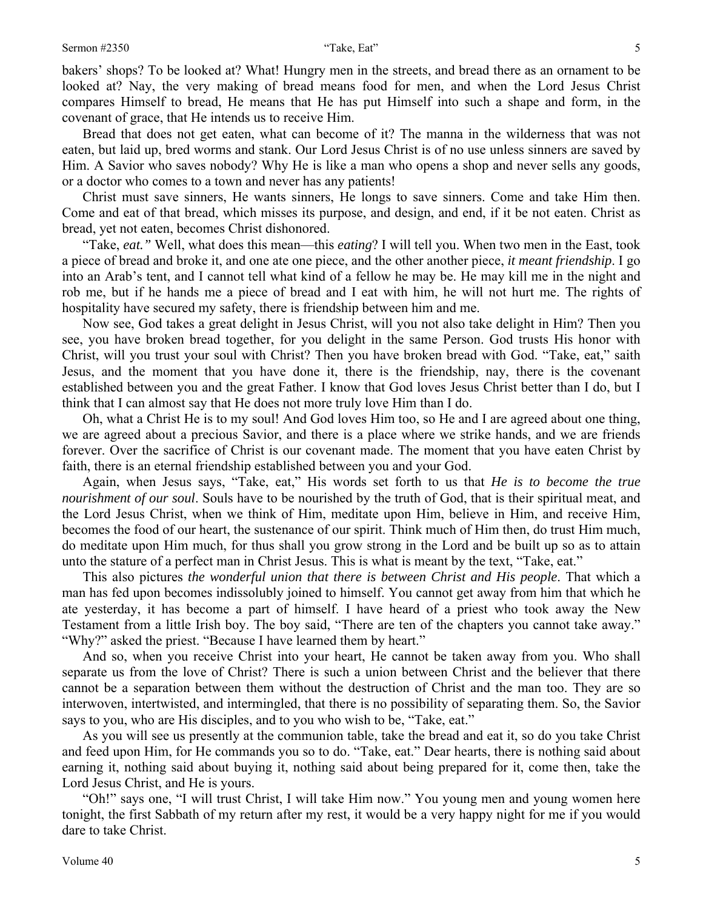bakers' shops? To be looked at? What! Hungry men in the streets, and bread there as an ornament to be looked at? Nay, the very making of bread means food for men, and when the Lord Jesus Christ compares Himself to bread, He means that He has put Himself into such a shape and form, in the covenant of grace, that He intends us to receive Him.

Bread that does not get eaten, what can become of it? The manna in the wilderness that was not eaten, but laid up, bred worms and stank. Our Lord Jesus Christ is of no use unless sinners are saved by Him. A Savior who saves nobody? Why He is like a man who opens a shop and never sells any goods, or a doctor who comes to a town and never has any patients!

Christ must save sinners, He wants sinners, He longs to save sinners. Come and take Him then. Come and eat of that bread, which misses its purpose, and design, and end, if it be not eaten. Christ as bread, yet not eaten, becomes Christ dishonored.

"Take, *eat."* Well, what does this mean—this *eating*? I will tell you. When two men in the East, took a piece of bread and broke it, and one ate one piece, and the other another piece, *it meant friendship*. I go into an Arab's tent, and I cannot tell what kind of a fellow he may be. He may kill me in the night and rob me, but if he hands me a piece of bread and I eat with him, he will not hurt me. The rights of hospitality have secured my safety, there is friendship between him and me.

Now see, God takes a great delight in Jesus Christ, will you not also take delight in Him? Then you see, you have broken bread together, for you delight in the same Person. God trusts His honor with Christ, will you trust your soul with Christ? Then you have broken bread with God. "Take, eat," saith Jesus, and the moment that you have done it, there is the friendship, nay, there is the covenant established between you and the great Father. I know that God loves Jesus Christ better than I do, but I think that I can almost say that He does not more truly love Him than I do.

Oh, what a Christ He is to my soul! And God loves Him too, so He and I are agreed about one thing, we are agreed about a precious Savior, and there is a place where we strike hands, and we are friends forever. Over the sacrifice of Christ is our covenant made. The moment that you have eaten Christ by faith, there is an eternal friendship established between you and your God.

Again, when Jesus says, "Take, eat," His words set forth to us that *He is to become the true nourishment of our soul*. Souls have to be nourished by the truth of God, that is their spiritual meat, and the Lord Jesus Christ, when we think of Him, meditate upon Him, believe in Him, and receive Him, becomes the food of our heart, the sustenance of our spirit. Think much of Him then, do trust Him much, do meditate upon Him much, for thus shall you grow strong in the Lord and be built up so as to attain unto the stature of a perfect man in Christ Jesus. This is what is meant by the text, "Take, eat."

This also pictures *the wonderful union that there is between Christ and His people*. That which a man has fed upon becomes indissolubly joined to himself. You cannot get away from him that which he ate yesterday, it has become a part of himself. I have heard of a priest who took away the New Testament from a little Irish boy. The boy said, "There are ten of the chapters you cannot take away." "Why?" asked the priest. "Because I have learned them by heart."

And so, when you receive Christ into your heart, He cannot be taken away from you. Who shall separate us from the love of Christ? There is such a union between Christ and the believer that there cannot be a separation between them without the destruction of Christ and the man too. They are so interwoven, intertwisted, and intermingled, that there is no possibility of separating them. So, the Savior says to you, who are His disciples, and to you who wish to be, "Take, eat."

As you will see us presently at the communion table, take the bread and eat it, so do you take Christ and feed upon Him, for He commands you so to do. "Take, eat." Dear hearts, there is nothing said about earning it, nothing said about buying it, nothing said about being prepared for it, come then, take the Lord Jesus Christ, and He is yours.

"Oh!" says one, "I will trust Christ, I will take Him now." You young men and young women here tonight, the first Sabbath of my return after my rest, it would be a very happy night for me if you would dare to take Christ.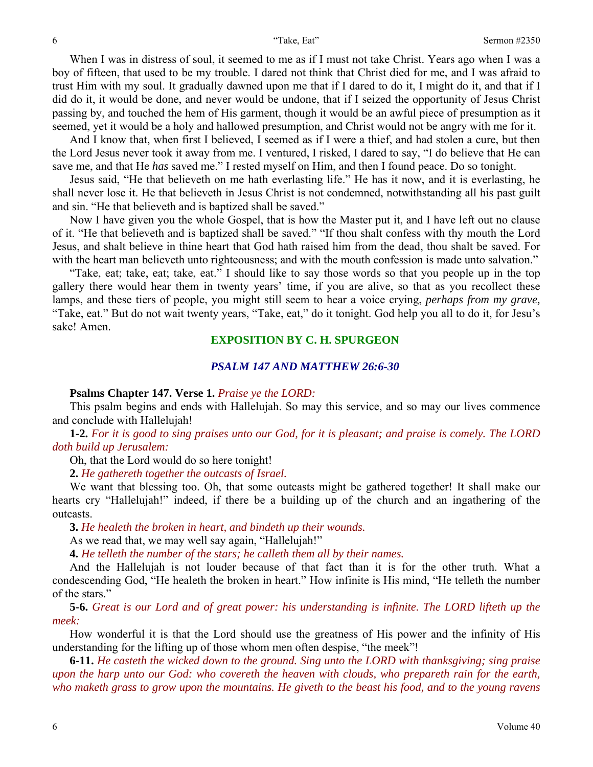When I was in distress of soul, it seemed to me as if I must not take Christ. Years ago when I was a boy of fifteen, that used to be my trouble. I dared not think that Christ died for me, and I was afraid to trust Him with my soul. It gradually dawned upon me that if I dared to do it, I might do it, and that if I did do it, it would be done, and never would be undone, that if I seized the opportunity of Jesus Christ passing by, and touched the hem of His garment, though it would be an awful piece of presumption as it seemed, yet it would be a holy and hallowed presumption, and Christ would not be angry with me for it.

And I know that, when first I believed, I seemed as if I were a thief, and had stolen a cure, but then the Lord Jesus never took it away from me. I ventured, I risked, I dared to say, "I do believe that He can save me, and that He *has* saved me." I rested myself on Him, and then I found peace. Do so tonight.

Jesus said, "He that believeth on me hath everlasting life." He has it now, and it is everlasting, he shall never lose it. He that believeth in Jesus Christ is not condemned, notwithstanding all his past guilt and sin. "He that believeth and is baptized shall be saved."

Now I have given you the whole Gospel, that is how the Master put it, and I have left out no clause of it. "He that believeth and is baptized shall be saved." "If thou shalt confess with thy mouth the Lord Jesus, and shalt believe in thine heart that God hath raised him from the dead, thou shalt be saved. For with the heart man believeth unto righteousness; and with the mouth confession is made unto salvation."

"Take, eat; take, eat; take, eat." I should like to say those words so that you people up in the top gallery there would hear them in twenty years' time, if you are alive, so that as you recollect these lamps, and these tiers of people, you might still seem to hear a voice crying, *perhaps from my grave,* "Take, eat." But do not wait twenty years, "Take, eat," do it tonight. God help you all to do it, for Jesu's sake! Amen.

## EXPOSITION BY C. H. SPURGEON

### *PSALM 147 AND MATTHEW 26:6-30*

**Psalms Chapter 147. Verse 1.** *Praise ye the LORD:*

This psalm begins and ends with Hallelujah. So may this service, and so may our lives commence and conclude with Hallelujah!

**1-2.** *For it is good to sing praises unto our God, for it is pleasant; and praise is comely. The LORD doth build up Jerusalem:*

Oh, that the Lord would do so here tonight!

**2.** *He gathereth together the outcasts of Israel.*

We want that blessing too. Oh, that some outcasts might be gathered together! It shall make our hearts cry "Hallelujah!" indeed, if there be a building up of the church and an ingathering of the outcasts.

**3.** *He healeth the broken in heart, and bindeth up their wounds.*

As we read that, we may well say again, "Hallelujah!"

**4.** *He telleth the number of the stars; he calleth them all by their names.*

And the Hallelujah is not louder because of that fact than it is for the other truth. What a condescending God, "He healeth the broken in heart." How infinite is His mind, "He telleth the number of the stars."

**5-6.** *Great is our Lord and of great power: his understanding is infinite. The LORD lifteth up the meek:*

How wonderful it is that the Lord should use the greatness of His power and the infinity of His understanding for the lifting up of those whom men often despise, "the meek"!

**6-11.** *He casteth the wicked down to the ground. Sing unto the LORD with thanksgiving; sing praise upon the harp unto our God: who covereth the heaven with clouds, who prepareth rain for the earth, who maketh grass to grow upon the mountains. He giveth to the beast his food, and to the young ravens*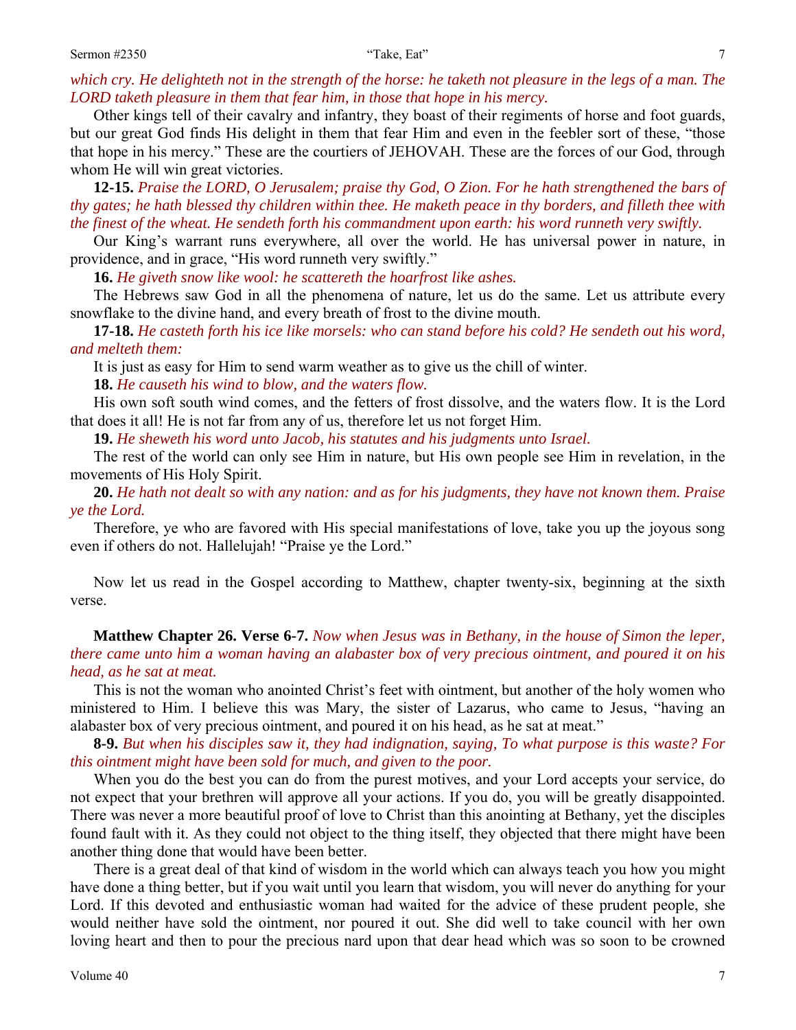*which cry. He delighteth not in the strength of the horse: he taketh not pleasure in the legs of a man. The LORD taketh pleasure in them that fear him, in those that hope in his mercy.*

Other kings tell of their cavalry and infantry, they boast of their regiments of horse and foot guards, but our great God finds His delight in them that fear Him and even in the feebler sort of these, "those that hope in his mercy." These are the courtiers of JEHOVAH. These are the forces of our God, through whom He will win great victories.

**12-15.** *Praise the LORD, O Jerusalem; praise thy God, O Zion. For he hath strengthened the bars of thy gates; he hath blessed thy children within thee. He maketh peace in thy borders, and filleth thee with the finest of the wheat. He sendeth forth his commandment upon earth: his word runneth very swiftly.*

Our King's warrant runs everywhere, all over the world. He has universal power in nature, in providence, and in grace, "His word runneth very swiftly."

**16.** *He giveth snow like wool: he scattereth the hoarfrost like ashes.*

The Hebrews saw God in all the phenomena of nature, let us do the same. Let us attribute every snowflake to the divine hand, and every breath of frost to the divine mouth.

**17-18.** *He casteth forth his ice like morsels: who can stand before his cold? He sendeth out his word, and melteth them:*

It is just as easy for Him to send warm weather as to give us the chill of winter.

**18.** *He causeth his wind to blow, and the waters flow.*

His own soft south wind comes, and the fetters of frost dissolve, and the waters flow. It is the Lord that does it all! He is not far from any of us, therefore let us not forget Him.

**19.** *He sheweth his word unto Jacob, his statutes and his judgments unto Israel.*

The rest of the world can only see Him in nature, but His own people see Him in revelation, in the movements of His Holy Spirit.

**20.** *He hath not dealt so with any nation: and as for his judgments, they have not known them. Praise ye the Lord.*

Therefore, ye who are favored with His special manifestations of love, take you up the joyous song even if others do not. Hallelujah! "Praise ye the Lord."

Now let us read in the Gospel according to Matthew, chapter twenty-six, beginning at the sixth verse.

**Matthew Chapter 26. Verse 6-7.** *Now when Jesus was in Bethany, in the house of Simon the leper, there came unto him a woman having an alabaster box of very precious ointment, and poured it on his head, as he sat at meat.*

This is not the woman who anointed Christ's feet with ointment, but another of the holy women who ministered to Him. I believe this was Mary, the sister of Lazarus, who came to Jesus, "having an alabaster box of very precious ointment, and poured it on his head, as he sat at meat."

**8-9.** *But when his disciples saw it, they had indignation, saying, To what purpose is this waste? For this ointment might have been sold for much, and given to the poor.*

When you do the best you can do from the purest motives, and your Lord accepts your service, do not expect that your brethren will approve all your actions. If you do, you will be greatly disappointed. There was never a more beautiful proof of love to Christ than this anointing at Bethany, yet the disciples found fault with it. As they could not object to the thing itself, they objected that there might have been another thing done that would have been better.

There is a great deal of that kind of wisdom in the world which can always teach you how you might have done a thing better, but if you wait until you learn that wisdom, you will never do anything for your Lord. If this devoted and enthusiastic woman had waited for the advice of these prudent people, she would neither have sold the ointment, nor poured it out. She did well to take council with her own loving heart and then to pour the precious nard upon that dear head which was so soon to be crowned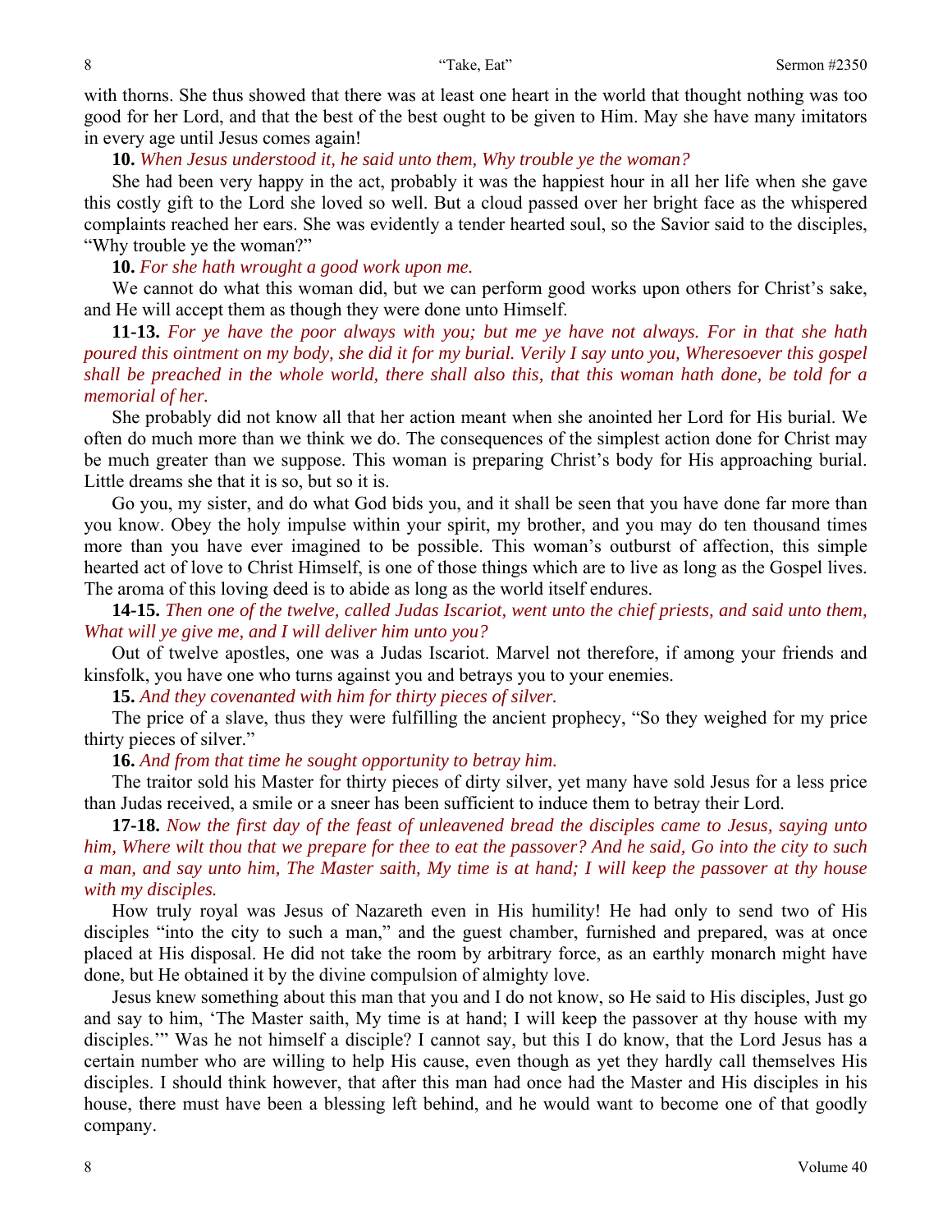with thorns. She thus showed that there was at least one heart in the world that thought nothing was too good for her Lord, and that the best of the best ought to be given to Him. May she have many imitators in every age until Jesus comes again!

**10.** *When Jesus understood it, he said unto them, Why trouble ye the woman?*

She had been very happy in the act, probably it was the happiest hour in all her life when she gave this costly gift to the Lord she loved so well. But a cloud passed over her bright face as the whispered complaints reached her ears. She was evidently a tender hearted soul, so the Savior said to the disciples, "Why trouble ye the woman?"

**10.** *For she hath wrought a good work upon me.*

We cannot do what this woman did, but we can perform good works upon others for Christ's sake, and He will accept them as though they were done unto Himself.

**11-13.** *For ye have the poor always with you; but me ye have not always. For in that she hath poured this ointment on my body, she did it for my burial. Verily I say unto you, Wheresoever this gospel shall be preached in the whole world, there shall also this, that this woman hath done, be told for a memorial of her.*

She probably did not know all that her action meant when she anointed her Lord for His burial. We often do much more than we think we do. The consequences of the simplest action done for Christ may be much greater than we suppose. This woman is preparing Christ's body for His approaching burial. Little dreams she that it is so, but so it is.

Go you, my sister, and do what God bids you, and it shall be seen that you have done far more than you know. Obey the holy impulse within your spirit, my brother, and you may do ten thousand times more than you have ever imagined to be possible. This woman's outburst of affection, this simple hearted act of love to Christ Himself, is one of those things which are to live as long as the Gospel lives. The aroma of this loving deed is to abide as long as the world itself endures.

**14-15.** *Then one of the twelve, called Judas Iscariot, went unto the chief priests, and said unto them, What will ye give me, and I will deliver him unto you?*

Out of twelve apostles, one was a Judas Iscariot. Marvel not therefore, if among your friends and kinsfolk, you have one who turns against you and betrays you to your enemies.

**15.** *And they covenanted with him for thirty pieces of silver.*

The price of a slave, thus they were fulfilling the ancient prophecy, "So they weighed for my price thirty pieces of silver."

**16.** *And from that time he sought opportunity to betray him.*

The traitor sold his Master for thirty pieces of dirty silver, yet many have sold Jesus for a less price than Judas received, a smile or a sneer has been sufficient to induce them to betray their Lord.

**17-18.** *Now the first day of the feast of unleavened bread the disciples came to Jesus, saying unto him, Where wilt thou that we prepare for thee to eat the passover? And he said, Go into the city to such a man, and say unto him, The Master saith, My time is at hand; I will keep the passover at thy house with my disciples.*

How truly royal was Jesus of Nazareth even in His humility! He had only to send two of His disciples "into the city to such a man," and the guest chamber, furnished and prepared, was at once placed at His disposal. He did not take the room by arbitrary force, as an earthly monarch might have done, but He obtained it by the divine compulsion of almighty love.

Jesus knew something about this man that you and I do not know, so He said to His disciples, Just go and say to him, 'The Master saith, My time is at hand; I will keep the passover at thy house with my disciples.'" Was he not himself a disciple? I cannot say, but this I do know, that the Lord Jesus has a certain number who are willing to help His cause, even though as yet they hardly call themselves His disciples. I should think however, that after this man had once had the Master and His disciples in his house, there must have been a blessing left behind, and he would want to become one of that goodly company.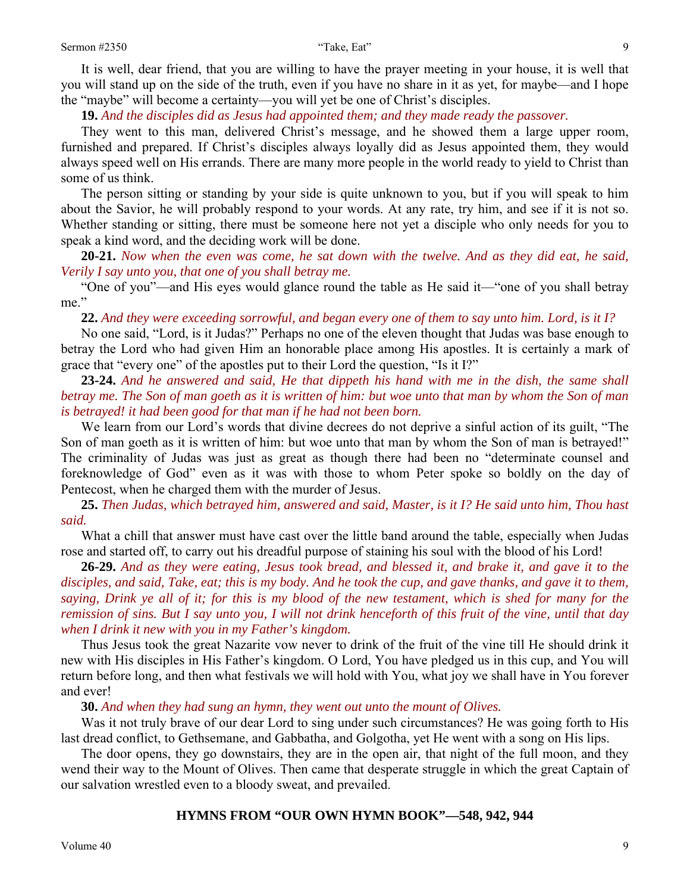It is well, dear friend, that you are willing to have the prayer meeting in your house, it is well that you will stand up on the side of the truth, even if you have no share in it as yet, for maybe—and I hope the "maybe" will become a certainty—you will yet be one of Christ's disciples.

**19.** *And the disciples did as Jesus had appointed them; and they made ready the passover.*

They went to this man, delivered Christ's message, and he showed them a large upper room, furnished and prepared. If Christ's disciples always loyally did as Jesus appointed them, they would always speed well on His errands. There are many more people in the world ready to yield to Christ than some of us think.

The person sitting or standing by your side is quite unknown to you, but if you will speak to him about the Savior, he will probably respond to your words. At any rate, try him, and see if it is not so. Whether standing or sitting, there must be someone here not yet a disciple who only needs for you to speak a kind word, and the deciding work will be done.

**20-21.** *Now when the even was come, he sat down with the twelve. And as they did eat, he said, Verily I say unto you, that one of you shall betray me.*

"One of you"—and His eyes would glance round the table as He said it—"one of you shall betray me."

**22.** *And they were exceeding sorrowful, and began every one of them to say unto him. Lord, is it I?*

No one said, "Lord, is it Judas?" Perhaps no one of the eleven thought that Judas was base enough to betray the Lord who had given Him an honorable place among His apostles. It is certainly a mark of grace that "every one" of the apostles put to their Lord the question, "Is it I?"

**23-24.** *And he answered and said, He that dippeth his hand with me in the dish, the same shall betray me. The Son of man goeth as it is written of him: but woe unto that man by whom the Son of man is betrayed! it had been good for that man if he had not been born.*

We learn from our Lord's words that divine decrees do not deprive a sinful action of its guilt, "The Son of man goeth as it is written of him: but woe unto that man by whom the Son of man is betrayed!" The criminality of Judas was just as great as though there had been no "determinate counsel and foreknowledge of God" even as it was with those to whom Peter spoke so boldly on the day of Pentecost, when he charged them with the murder of Jesus.

**25.** *Then Judas, which betrayed him, answered and said, Master, is it I? He said unto him, Thou hast said.*

What a chill that answer must have cast over the little band around the table, especially when Judas rose and started off, to carry out his dreadful purpose of staining his soul with the blood of his Lord!

**26-29.** *And as they were eating, Jesus took bread, and blessed it, and brake it, and gave it to the disciples, and said, Take, eat; this is my body. And he took the cup, and gave thanks, and gave it to them, saying, Drink ye all of it; for this is my blood of the new testament, which is shed for many for the remission of sins. But I say unto you, I will not drink henceforth of this fruit of the vine, until that day when I drink it new with you in my Father's kingdom.*

Thus Jesus took the great Nazarite vow never to drink of the fruit of the vine till He should drink it new with His disciples in His Father's kingdom. O Lord, You have pledged us in this cup, and You will return before long, and then what festivals we will hold with You, what joy we shall have in You forever and ever!

**30.** *And when they had sung an hymn, they went out unto the mount of Olives.*

Was it not truly brave of our dear Lord to sing under such circumstances? He was going forth to His last dread conflict, to Gethsemane, and Gabbatha, and Golgotha, yet He went with a song on His lips.

The door opens, they go downstairs, they are in the open air, that night of the full moon, and they wend their way to the Mount of Olives. Then came that desperate struggle in which the great Captain of our salvation wrestled even to a bloody sweat, and prevailed.

## HYMNS FROM "OUR OWN HYMN BOOK"—548, 942, 944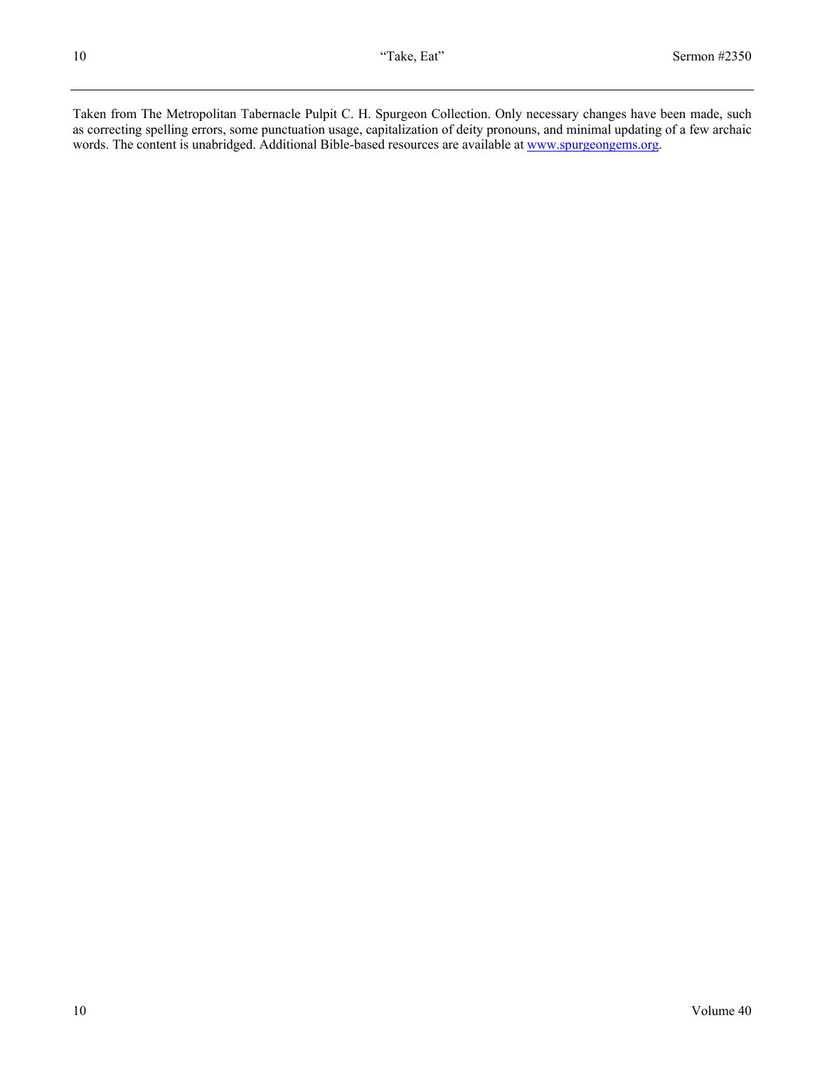Taken from The Metropolitan Tabernacle Pulpit C. H. Spurgeon Collection. Only necessary changes have been made, such as correcting spelling errors, some punctuation usage, capitalization of deity pronouns, and minimal updating of a few archaic words. The content is unabridged. Additional Bible-based resources are available at [www.spurgeongems.org](http://www.spurgeongems.org).